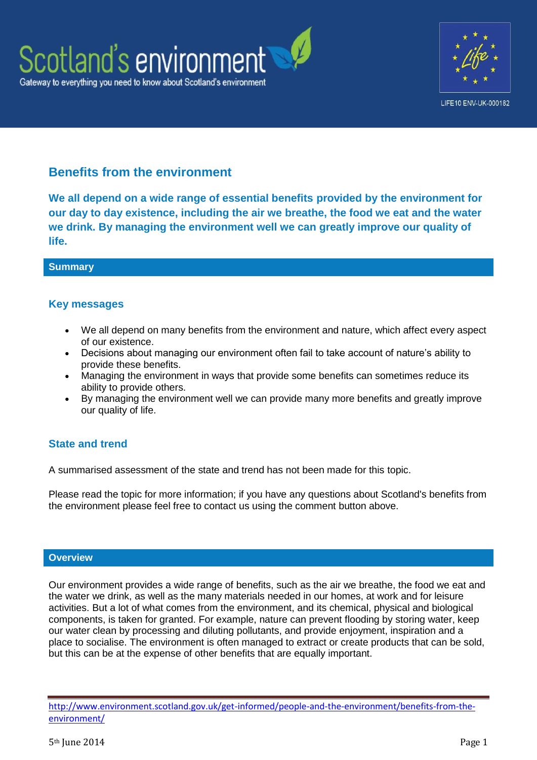Scotland's environment

Gateway to everything you need to know about Scotland's environment

LIFE10 ENV-UK-000182

# Benefits from the environment

**We all depend on a wide range of essential benefits provided by the environment for our day to day existence, including the air we breathe, the food we eat and the water we drink. By managing the environment well we can greatly improve our quality of life.**

## Summary

### Key messages

- We all depend on many benefits from the environment and nature, which affect every aspect of our existence.
- Decisions about managing our environment often fail to take account of nature's ability to provide these benefits.
- Managing the environment in ways that provide some benefits can sometimes reduce its ability to provide others.
- By managing the environment well we can provide many more benefits and greatly improve our quality of life.

### State and trend

A summarised assessment of the state and trend has not been made for this topic.

Please read the topic for more information; if you have any questions about Scotland's benefits from the environment please feel free to contact us using the comment button above.

## Overview

Our environment provides a wide range of benefits, such as the air we breathe, the food we eat and the water we drink, as well as the many materials needed in our homes, at work and for leisure activities. But a lot of what comes from the environment, and its chemical, physical and biological components, is taken for granted. For example, nature can prevent flooding by storing water, keep our water clean by processing and diluting pollutants, and provide enjoyment, inspiration and a place to socialise. The environment is often managed to extract or create products that can be sold, but this can be at the expense of other benefits that are equally important.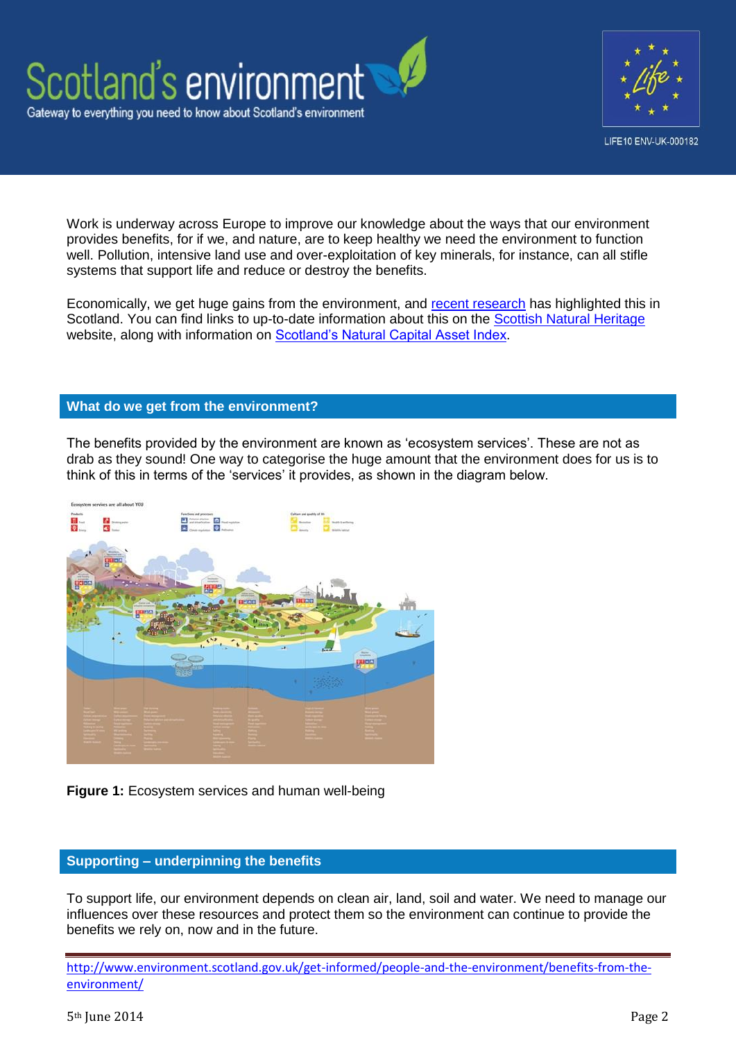Work is underway across Europe to improve our knowledge about the ways that our environment provides benefits, for if we, and nature, are to keep healthy we need the environment to function well. Pollution, intensive land use and over-exploitation of key minerals, for instance, can all stifle systems that support life and reduce or destroy the benefits.

Economically, we get huge gains from the environment, and recent research has highlighted this in Scotland. You can find links to up-to-date information about this on the Scottish Natural Heritage website, along with information on Scotland's Natural Capital Asset Index.

## What do we get from the environment?

The benefits provided by the environment are known as 'ecosystem services'. These are not as drab as they sound! One way to categorise the huge amount that the environment does for us is to think of this in terms of the 'services' it provides, as shown in the diagram below.

**Figure 1:** Ecosystem services and human well-being

## Supporting – underpinning the benefits

To support life, our environment depends on clean air, land, soil and water. We need to manage our influences over these resources and protect them so the environment can continue to provide the benefits we rely on, now and in the future.

http://www.environment.scotland.gov.uk/get-informed/people-and-the-environment/benefits-from-the-environment/

5th June 2014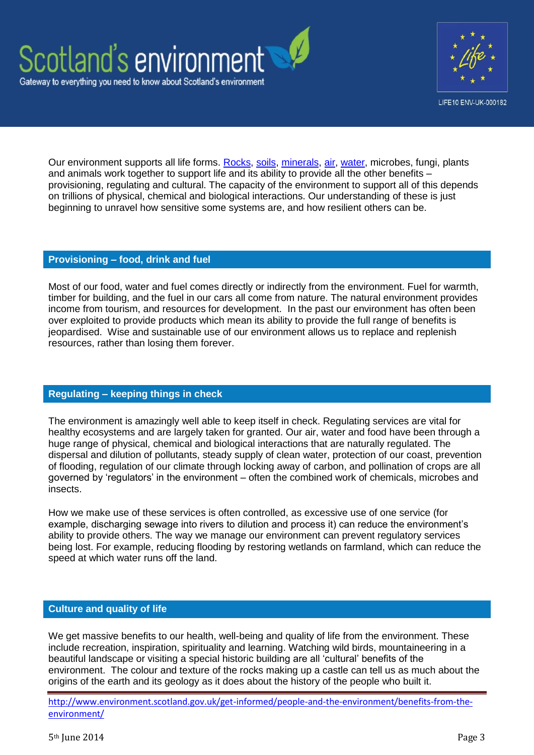Our environment supports all life forms. Rocks, soils, minerals, air, water, microbes, fungi, plants and animals work together to support life and its ability to provide all the other benefits – provisioning, regulating and cultural. The capacity of the environment to support all of this depends on trillions of physical, chemical and biological interactions. Our understanding of these is just beginning to unravel how sensitive some systems are, and how resilient others can be.

## Provisioning – food, drink and fuel

Most of our food, water and fuel comes directly or indirectly from the environment. Fuel for warmth, timber for building, and the fuel in our cars all come from nature. The natural environment provides income from tourism, and resources for development. In the past our environment has often been over exploited to provide products which mean its ability to provide the full range of benefits is jeopardised. Wise and sustainable use of our environment allows us to replace and replenish resources, rather than losing them forever.

## Regulating – keeping things in check

The environment is amazingly well able to keep itself in check. Regulating services are vital for healthy ecosystems and are largely taken for granted. Our air, water and food have been through a huge range of physical, chemical and biological interactions that are naturally regulated. The dispersal and dilution of pollutants, steady supply of clean water, protection of our coast, prevention of flooding, regulation of our climate through locking away of carbon, and pollination of crops are all governed by 'regulators' in the environment – often the combined work of chemicals, microbes and insects.

How we make use of these services is often controlled, as excessive use of one service (for example, discharging sewage into rivers to dilution and process it) can reduce the environment's ability to provide others. The way we manage our environment can prevent regulatory services being lost. For example, reducing flooding by restoring wetlands on farmland, which can reduce the speed at which water runs off the land.

## Culture and quality of life

We get massive benefits to our health, well-being and quality of life from the environment. These include recreation, inspiration, spirituality and learning. Watching wild birds, mountaineering in a beautiful landscape or visiting a special historic building are all 'cultural' benefits of the environment. The colour and texture of the rocks making up a castle can tell us as much about the origins of the earth and its geology as it does about the history of the people who built it.

http://www.environment.scotland.gov.uk/get-informed/people-and-the-environment/benefits-from-the-environment/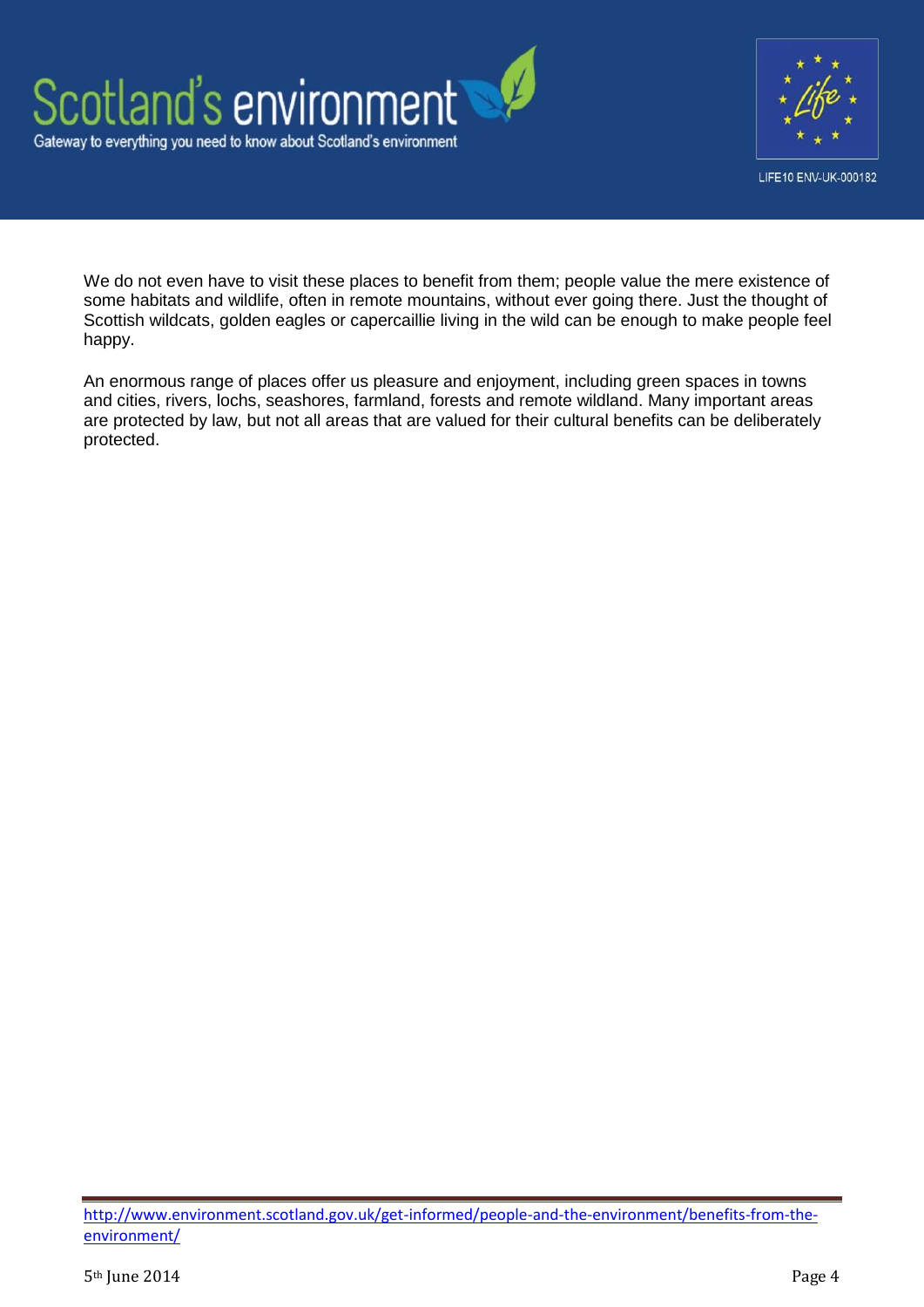We do not even have to visit these places to benefit from them; people value the mere existence of some habitats and wildlife, often in remote mountains, without ever going there. Just the thought of Scottish wildcats, golden eagles or capercaillie living in the wild can be enough to make people feel happy.

An enormous range of places offer us pleasure and enjoyment, including green spaces in towns and cities, rivers, lochs, seashores, farmland, forests and remote wildland. Many important areas are protected by law, but not all areas that are valued for their cultural benefits can be deliberately protected.